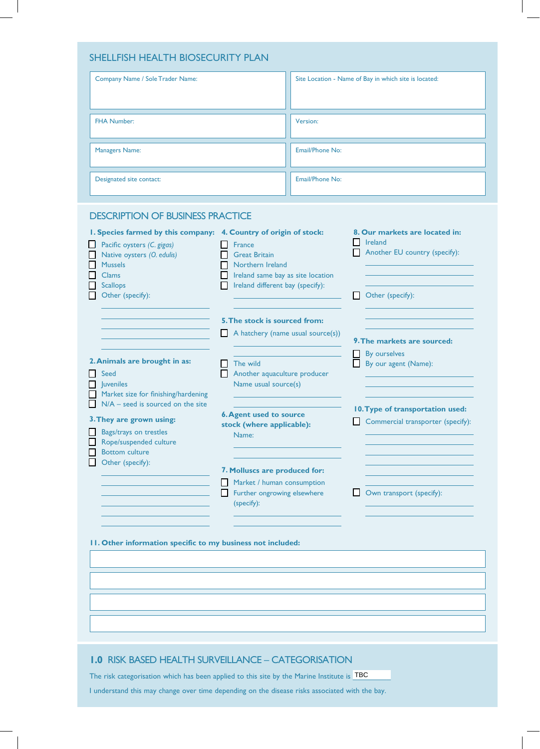# SHELLFISH HEALTH BIOSECURITY PLAN

| | |
|---|---|
| Company Name / Sole Trader Name: | Site Location - Name of Bay in which site is located: |
| FHA Number: | Version: |
| Managers Name: | Email/Phone No: |
| Designated site contact: | Email/Phone No: |

## DESCRIPTION OF BUSINESS PRACTICE

**1. Species farmed by this company:**

- ☐ Pacific oysters *(C. gigas)*
- ☐ Native oysters *(O. edulis)*
- ☐ Mussels
- ☐ Clams
- ☐ Scallops
- ☐ Other (specify):

**2. Animals are brought in as:**

- ☐ Seed
- ☐ Juveniles
- ☐ Market size for finishing/hardening
- ☐ N/A – seed is sourced on the site

**3. They are grown using:**

- ☐ Bags/trays on trestles
- ☐ Rope/suspended culture
- ☐ Bottom culture
- ☐ Other (specify):

**4. Country of origin of stock:**

- ☐ France
- ☐ Great Britain
- ☐ Northern Ireland
- ☐ Ireland same bay as site location
- ☐ Ireland different bay (specify):

**5. The stock is sourced from:**

- ☐ A hatchery (name usual source(s))
- ☐ The wild
- ☐ Another aquaculture producer
  Name usual source(s)

**6. Agent used to source stock (where applicable):**

Name:

**7. Molluscs are produced for:**

- ☐ Market / human consumption
- ☐ Further ongrowing elsewhere (specify):

**8. Our markets are located in:**

- ☐ Ireland
- ☐ Another EU country (specify):
- ☐ Other (specify):

**9. The markets are sourced:**

- ☐ By ourselves
- ☐ By our agent (Name):

**10. Type of transportation used:**

- ☐ Commercial transporter (specify):
- ☐ Own transport (specify):

**11. Other information specific to my business not included:**

## 1.0 RISK BASED HEALTH SURVEILLANCE – CATEGORISATION

The risk categorisation which has been applied to this site by the Marine Institute is TBC

I understand this may change over time depending on the disease risks associated with the bay.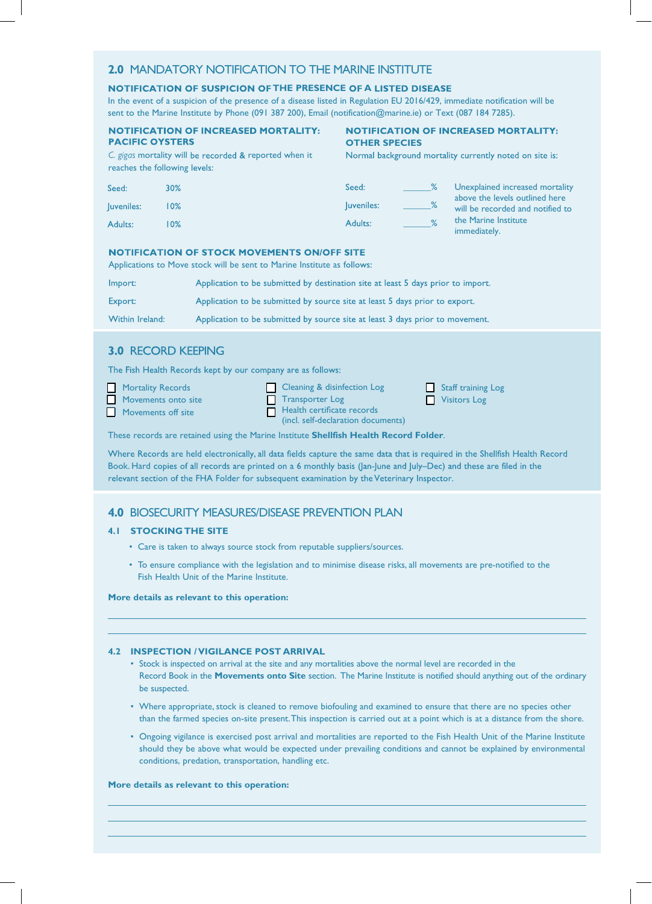## 2.0 MANDATORY NOTIFICATION TO THE MARINE INSTITUTE

### NOTIFICATION OF SUSPICION OF THE PRESENCE OF A LISTED DISEASE

In the event of a suspicion of the presence of a disease listed in Regulation EU 2016/429, immediate notification will be sent to the Marine Institute by Phone (091 387 200), Email (notification@marine.ie) or Text (087 184 7285).

### NOTIFICATION OF INCREASED MORTALITY: PACIFIC OYSTERS

*C. gigas* mortality will be recorded & reported when it reaches the following levels:

| | |
|---|---|
| Seed: | 30% |
| Juveniles: | 10% |
| Adults: | 10% |

### NOTIFICATION OF INCREASED MORTALITY: OTHER SPECIES

Normal background mortality currently noted on site is:

| | |
|---|---|
| Seed: | ______% |
| Juveniles: | ______% |
| Adults: | ______% |

Unexplained increased mortality above the levels outlined here will be recorded and notified to the Marine Institute immediately.

### NOTIFICATION OF STOCK MOVEMENTS ON/OFF SITE

Applications to Move stock will be sent to Marine Institute as follows:

| | |
|---|---|
| Import: | Application to be submitted by destination site at least 5 days prior to import. |
| Export: | Application to be submitted by source site at least 5 days prior to export. |
| Within Ireland: | Application to be submitted by source site at least 3 days prior to movement. |

## 3.0 RECORD KEEPING

The Fish Health Records kept by our company are as follows:

- ☐ Mortality Records
- ☐ Movements onto site
- ☐ Movements off site
- ☐ Cleaning & disinfection Log
- ☐ Transporter Log
- ☐ Health certificate records (incl. self-declaration documents)
- ☐ Staff training Log
- ☐ Visitors Log

These records are retained using the Marine Institute **Shellfish Health Record Folder**.

Where Records are held electronically, all data fields capture the same data that is required in the Shellfish Health Record Book. Hard copies of all records are printed on a 6 monthly basis (Jan-June and July–Dec) and these are filed in the relevant section of the FHA Folder for subsequent examination by the Veterinary Inspector.

## 4.0 BIOSECURITY MEASURES/DISEASE PREVENTION PLAN

### 4.1 STOCKING THE SITE

- Care is taken to always source stock from reputable suppliers/sources.
- To ensure compliance with the legislation and to minimise disease risks, all movements are pre-notified to the Fish Health Unit of the Marine Institute.

**More details as relevant to this operation:**

______________________________________________________________________

______________________________________________________________________

### 4.2 INSPECTION / VIGILANCE POST ARRIVAL

- Stock is inspected on arrival at the site and any mortalities above the normal level are recorded in the Record Book in the **Movements onto Site** section. The Marine Institute is notified should anything out of the ordinary be suspected.
- Where appropriate, stock is cleaned to remove biofouling and examined to ensure that there are no species other than the farmed species on-site present. This inspection is carried out at a point which is at a distance from the shore.
- Ongoing vigilance is exercised post arrival and mortalities are reported to the Fish Health Unit of the Marine Institute should they be above what would be expected under prevailing conditions and cannot be explained by environmental conditions, predation, transportation, handling etc.

**More details as relevant to this operation:**

______________________________________________________________________

______________________________________________________________________

______________________________________________________________________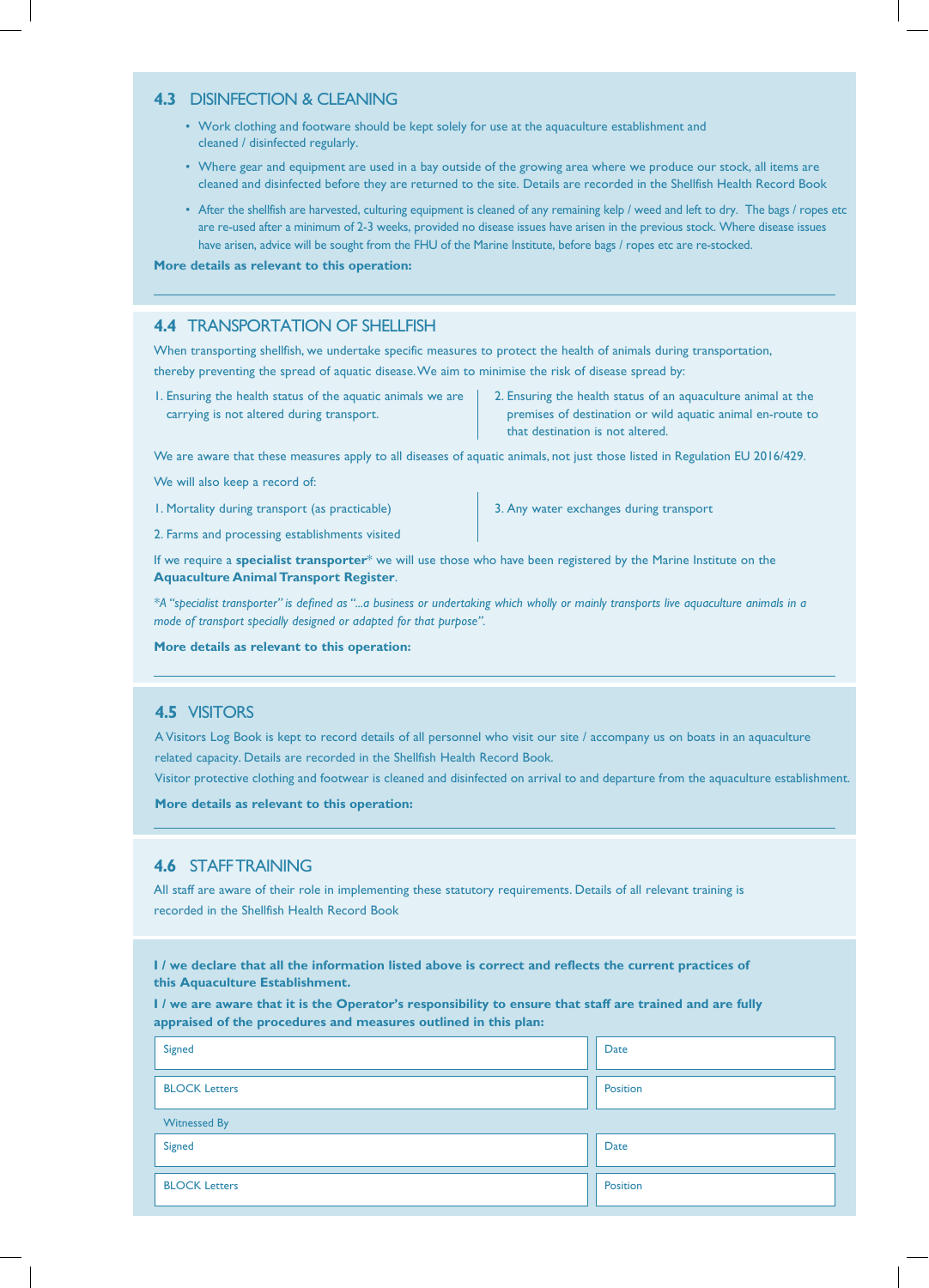## 4.3 DISINFECTION & CLEANING

- Work clothing and footware should be kept solely for use at the aquaculture establishment and cleaned / disinfected regularly.
- Where gear and equipment are used in a bay outside of the growing area where we produce our stock, all items are cleaned and disinfected before they are returned to the site. Details are recorded in the Shellfish Health Record Book
- After the shellfish are harvested, culturing equipment is cleaned of any remaining kelp / weed and left to dry. The bags / ropes etc are re-used after a minimum of 2-3 weeks, provided no disease issues have arisen in the previous stock. Where disease issues have arisen, advice will be sought from the FHU of the Marine Institute, before bags / ropes etc are re-stocked.

**More details as relevant to this operation:**

## 4.4 TRANSPORTATION OF SHELLFISH

When transporting shellfish, we undertake specific measures to protect the health of animals during transportation, thereby preventing the spread of aquatic disease. We aim to minimise the risk of disease spread by:

1. Ensuring the health status of the aquatic animals we are carrying is not altered during transport.
2. Ensuring the health status of an aquaculture animal at the premises of destination or wild aquatic animal en-route to that destination is not altered.

We are aware that these measures apply to all diseases of aquatic animals, not just those listed in Regulation EU 2016/429.

We will also keep a record of:

1. Mortality during transport (as practicable)
2. Farms and processing establishments visited
3. Any water exchanges during transport

If we require a **specialist transporter*** we will use those who have been registered by the Marine Institute on the **Aquaculture Animal Transport Register**.

*\*A "specialist transporter" is defined as "...a business or undertaking which wholly or mainly transports live aquaculture animals in a mode of transport specially designed or adapted for that purpose".*

**More details as relevant to this operation:**

## 4.5 VISITORS

A Visitors Log Book is kept to record details of all personnel who visit our site / accompany us on boats in an aquaculture related capacity. Details are recorded in the Shellfish Health Record Book.

Visitor protective clothing and footwear is cleaned and disinfected on arrival to and departure from the aquaculture establishment.

**More details as relevant to this operation:**

## 4.6 STAFF TRAINING

All staff are aware of their role in implementing these statutory requirements. Details of all relevant training is recorded in the Shellfish Health Record Book

**I / we declare that all the information listed above is correct and reflects the current practices of this Aquaculture Establishment.**

**I / we are aware that it is the Operator's responsibility to ensure that staff are trained and are fully appraised of the procedures and measures outlined in this plan:**

| | |
|---|---|
| Signed | Date |
| BLOCK Letters | Position |

Witnessed By

| | |
|---|---|
| Signed | Date |
| BLOCK Letters | Position |